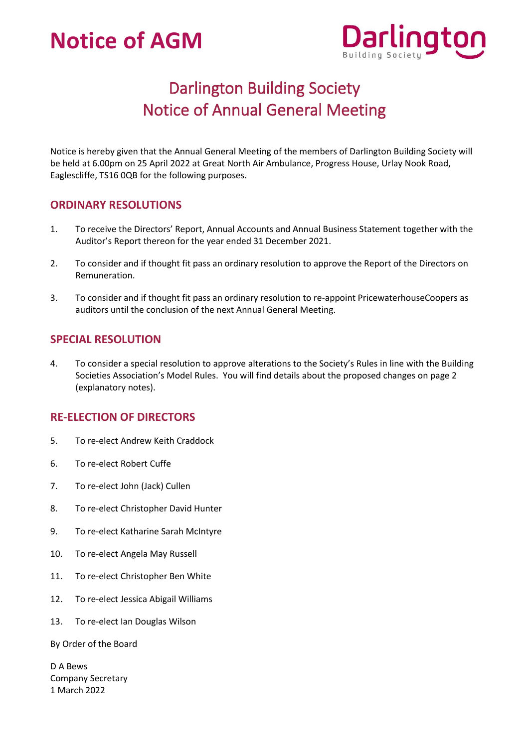# Notice of AGM

Darlington Building Society

## Darlington Building Society
## Notice of Annual General Meeting

Notice is hereby given that the Annual General Meeting of the members of Darlington Building Society will be held at 6.00pm on 25 April 2022 at Great North Air Ambulance, Progress House, Urlay Nook Road, Eaglescliffe, TS16 0QB for the following purposes.

### ORDINARY RESOLUTIONS

1. To receive the Directors' Report, Annual Accounts and Annual Business Statement together with the Auditor's Report thereon for the year ended 31 December 2021.
2. To consider and if thought fit pass an ordinary resolution to approve the Report of the Directors on Remuneration.
3. To consider and if thought fit pass an ordinary resolution to re-appoint PricewaterhouseCoopers as auditors until the conclusion of the next Annual General Meeting.

### SPECIAL RESOLUTION

4. To consider a special resolution to approve alterations to the Society's Rules in line with the Building Societies Association's Model Rules. You will find details about the proposed changes on page 2 (explanatory notes).

### RE-ELECTION OF DIRECTORS

5. To re-elect Andrew Keith Craddock
6. To re-elect Robert Cuffe
7. To re-elect John (Jack) Cullen
8. To re-elect Christopher David Hunter
9. To re-elect Katharine Sarah McIntyre
10. To re-elect Angela May Russell
11. To re-elect Christopher Ben White
12. To re-elect Jessica Abigail Williams
13. To re-elect Ian Douglas Wilson

By Order of the Board

D A Bews
Company Secretary
1 March 2022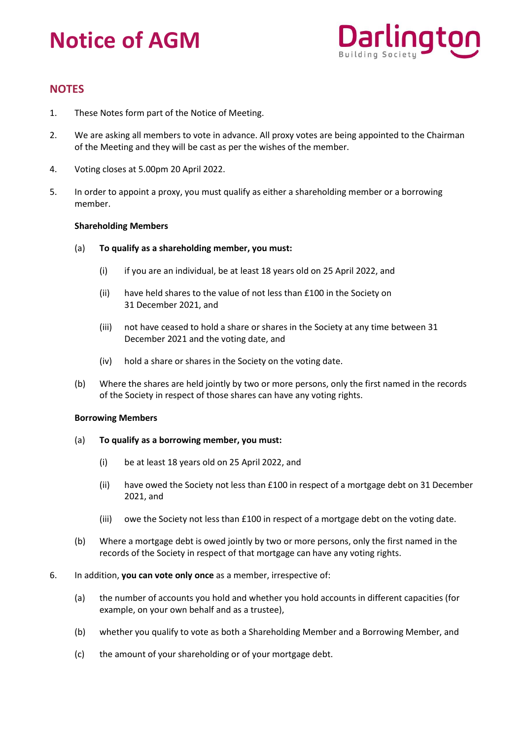# Notice of AGM

## NOTES

1. These Notes form part of the Notice of Meeting.

2. We are asking all members to vote in advance. All proxy votes are being appointed to the Chairman of the Meeting and they will be cast as per the wishes of the member.

4. Voting closes at 5.00pm 20 April 2022.

5. In order to appoint a proxy, you must qualify as either a shareholding member or a borrowing member.

   **Shareholding Members**

   (a) **To qualify as a shareholding member, you must:**

      (i) if you are an individual, be at least 18 years old on 25 April 2022, and

      (ii) have held shares to the value of not less than £100 in the Society on 31 December 2021, and

      (iii) not have ceased to hold a share or shares in the Society at any time between 31 December 2021 and the voting date, and

      (iv) hold a share or shares in the Society on the voting date.

   (b) Where the shares are held jointly by two or more persons, only the first named in the records of the Society in respect of those shares can have any voting rights.

   **Borrowing Members**

   (a) **To qualify as a borrowing member, you must:**

      (i) be at least 18 years old on 25 April 2022, and

      (ii) have owed the Society not less than £100 in respect of a mortgage debt on 31 December 2021, and

      (iii) owe the Society not less than £100 in respect of a mortgage debt on the voting date.

   (b) Where a mortgage debt is owed jointly by two or more persons, only the first named in the records of the Society in respect of that mortgage can have any voting rights.

6. In addition, **you can vote only once** as a member, irrespective of:

   (a) the number of accounts you hold and whether you hold accounts in different capacities (for example, on your own behalf and as a trustee),

   (b) whether you qualify to vote as both a Shareholding Member and a Borrowing Member, and

   (c) the amount of your shareholding or of your mortgage debt.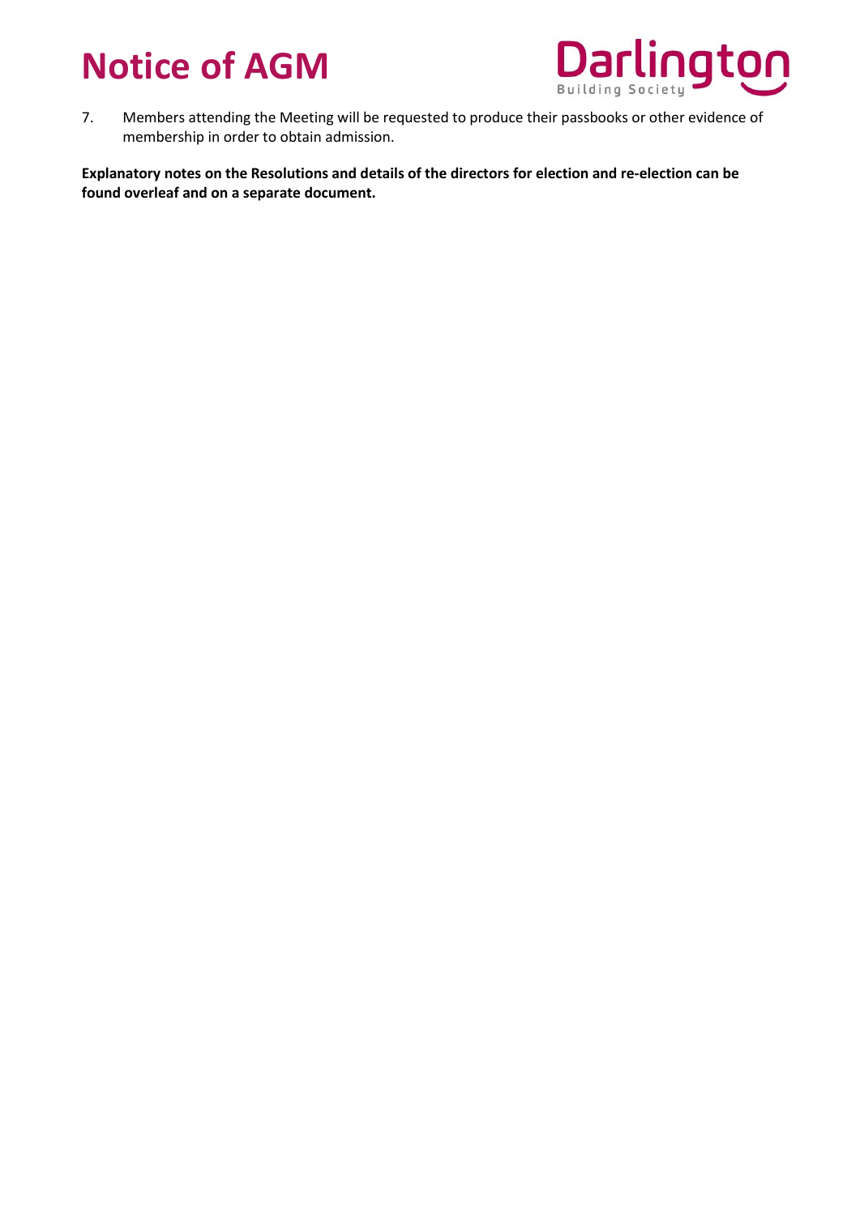7. Members attending the Meeting will be requested to produce their passbooks or other evidence of membership in order to obtain admission.

**Explanatory notes on the Resolutions and details of the directors for election and re-election can be found overleaf and on a separate document.**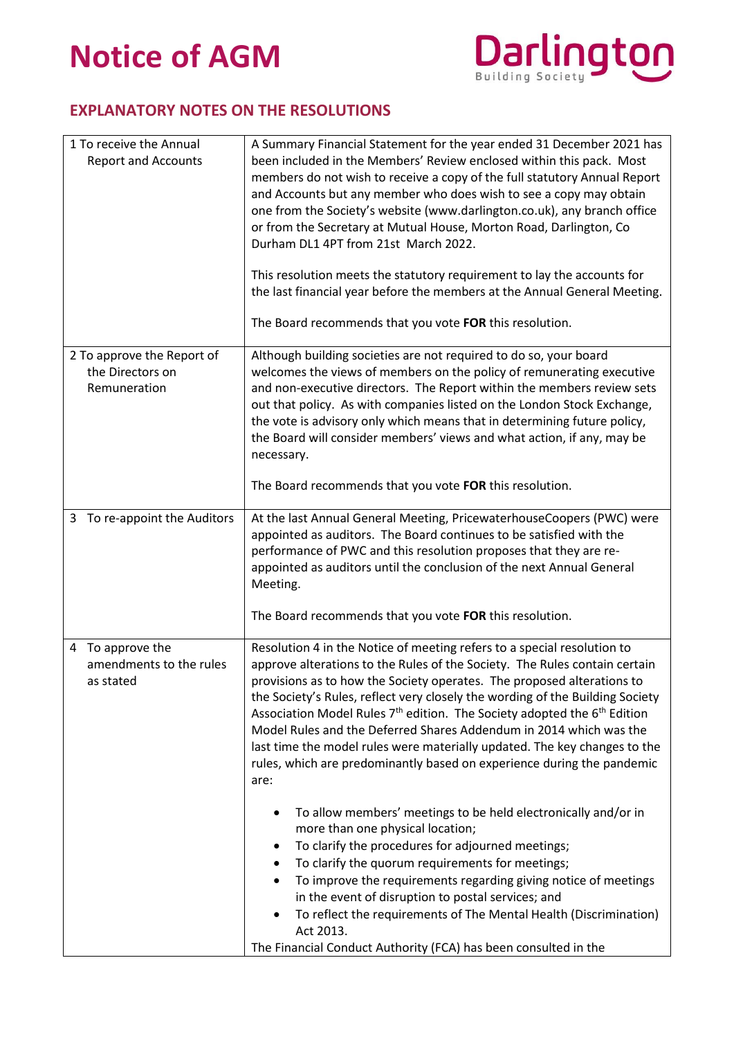# Notice of AGM

Darlington Building Society

## EXPLANATORY NOTES ON THE RESOLUTIONS

| Resolution | Explanatory note |
|---|---|
| 1 To receive the Annual Report and Accounts | A Summary Financial Statement for the year ended 31 December 2021 has been included in the Members' Review enclosed within this pack. Most members do not wish to receive a copy of the full statutory Annual Report and Accounts but any member who does wish to see a copy may obtain one from the Society's website (www.darlington.co.uk), any branch office or from the Secretary at Mutual House, Morton Road, Darlington, Co Durham DL1 4PT from 21st March 2022.<br><br>This resolution meets the statutory requirement to lay the accounts for the last financial year before the members at the Annual General Meeting.<br><br>The Board recommends that you vote **FOR** this resolution. |
| 2 To approve the Report of the Directors on Remuneration | Although building societies are not required to do so, your board welcomes the views of members on the policy of remunerating executive and non-executive directors. The Report within the members review sets out that policy. As with companies listed on the London Stock Exchange, the vote is advisory only which means that in determining future policy, the Board will consider members' views and what action, if any, may be necessary.<br><br>The Board recommends that you vote **FOR** this resolution. |
| 3 To re-appoint the Auditors | At the last Annual General Meeting, PricewaterhouseCoopers (PWC) were appointed as auditors. The Board continues to be satisfied with the performance of PWC and this resolution proposes that they are re-appointed as auditors until the conclusion of the next Annual General Meeting.<br><br>The Board recommends that you vote **FOR** this resolution. |
| 4 To approve the amendments to the rules as stated | Resolution 4 in the Notice of meeting refers to a special resolution to approve alterations to the Rules of the Society. The Rules contain certain provisions as to how the Society operates. The proposed alterations to the Society's Rules, reflect very closely the wording of the Building Society Association Model Rules 7th edition. The Society adopted the 6th Edition Model Rules and the Deferred Shares Addendum in 2014 which was the last time the model rules were materially updated. The key changes to the rules, which are predominantly based on experience during the pandemic are:<br><br>• To allow members' meetings to be held electronically and/or in more than one physical location;<br>• To clarify the procedures for adjourned meetings;<br>• To clarify the quorum requirements for meetings;<br>• To improve the requirements regarding giving notice of meetings in the event of disruption to postal services; and<br>• To reflect the requirements of The Mental Health (Discrimination) Act 2013.<br><br>The Financial Conduct Authority (FCA) has been consulted in the |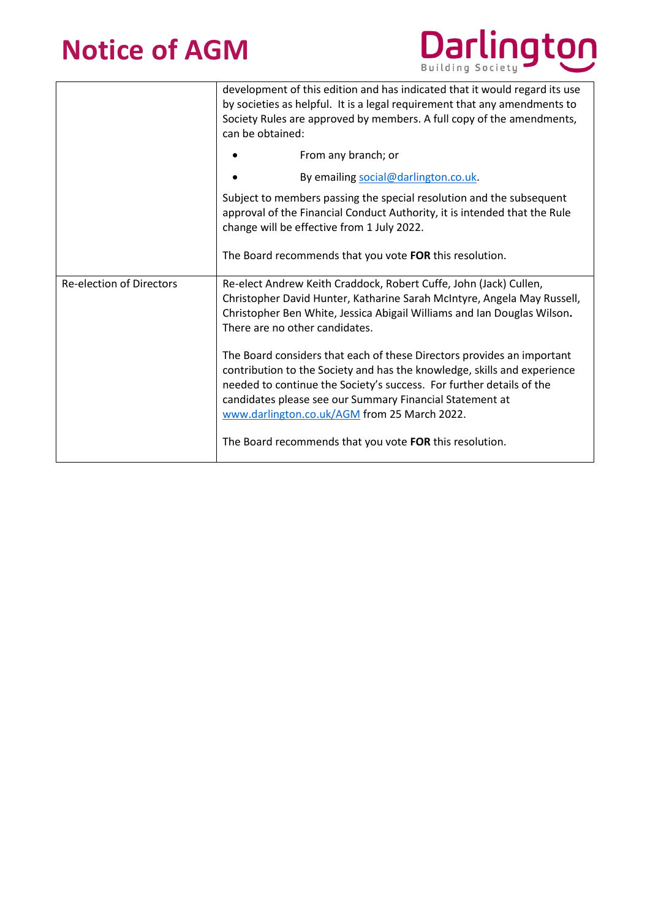| | |
|---|---|
| | development of this edition and has indicated that it would regard its use by societies as helpful. It is a legal requirement that any amendments to Society Rules are approved by members. A full copy of the amendments, can be obtained:<br><br>• From any branch; or<br>• By emailing social@darlington.co.uk.<br><br>Subject to members passing the special resolution and the subsequent approval of the Financial Conduct Authority, it is intended that the Rule change will be effective from 1 July 2022.<br><br>The Board recommends that you vote **FOR** this resolution. |
| Re-election of Directors | Re-elect Andrew Keith Craddock, Robert Cuffe, John (Jack) Cullen, Christopher David Hunter, Katharine Sarah McIntyre, Angela May Russell, Christopher Ben White, Jessica Abigail Williams and Ian Douglas Wilson**.** There are no other candidates.<br><br>The Board considers that each of these Directors provides an important contribution to the Society and has the knowledge, skills and experience needed to continue the Society's success. For further details of the candidates please see our Summary Financial Statement at www.darlington.co.uk/AGM from 25 March 2022.<br><br>The Board recommends that you vote **FOR** this resolution. |